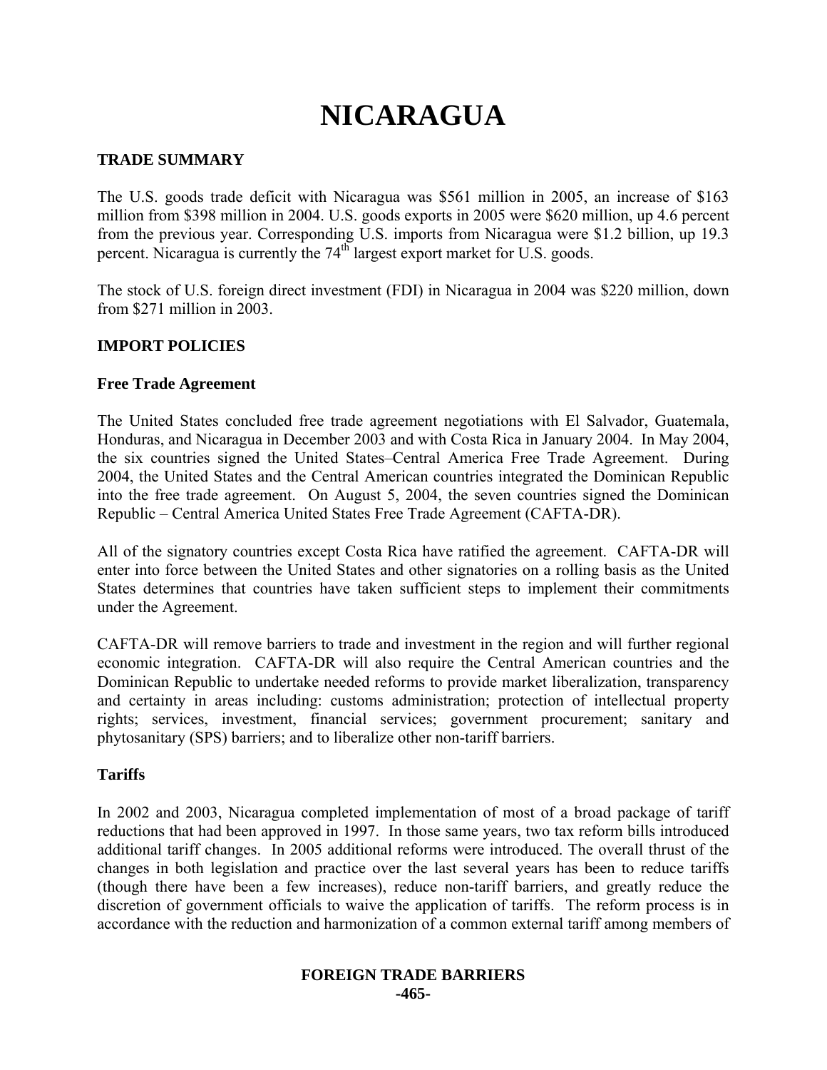# NICARAGUA

## TRADE SUMMARY

The U.S. goods trade deficit with Nicaragua was $561 million in 2005, an increase of $163 million from $398 million in 2004. U.S. goods exports in 2005 were $620 million, up 4.6 percent from the previous year. Corresponding U.S. imports from Nicaragua were $1.2 billion, up 19.3 percent. Nicaragua is currently the 74th largest export market for U.S. goods.

The stock of U.S. foreign direct investment (FDI) in Nicaragua in 2004 was $220 million, down from $271 million in 2003.

## IMPORT POLICIES

### Free Trade Agreement

The United States concluded free trade agreement negotiations with El Salvador, Guatemala, Honduras, and Nicaragua in December 2003 and with Costa Rica in January 2004. In May 2004, the six countries signed the United States–Central America Free Trade Agreement. During 2004, the United States and the Central American countries integrated the Dominican Republic into the free trade agreement. On August 5, 2004, the seven countries signed the Dominican Republic – Central America United States Free Trade Agreement (CAFTA-DR).

All of the signatory countries except Costa Rica have ratified the agreement. CAFTA-DR will enter into force between the United States and other signatories on a rolling basis as the United States determines that countries have taken sufficient steps to implement their commitments under the Agreement.

CAFTA-DR will remove barriers to trade and investment in the region and will further regional economic integration. CAFTA-DR will also require the Central American countries and the Dominican Republic to undertake needed reforms to provide market liberalization, transparency and certainty in areas including: customs administration; protection of intellectual property rights; services, investment, financial services; government procurement; sanitary and phytosanitary (SPS) barriers; and to liberalize other non-tariff barriers.

### Tariffs

In 2002 and 2003, Nicaragua completed implementation of most of a broad package of tariff reductions that had been approved in 1997. In those same years, two tax reform bills introduced additional tariff changes. In 2005 additional reforms were introduced. The overall thrust of the changes in both legislation and practice over the last several years has been to reduce tariffs (though there have been a few increases), reduce non-tariff barriers, and greatly reduce the discretion of government officials to waive the application of tariffs. The reform process is in accordance with the reduction and harmonization of a common external tariff among members of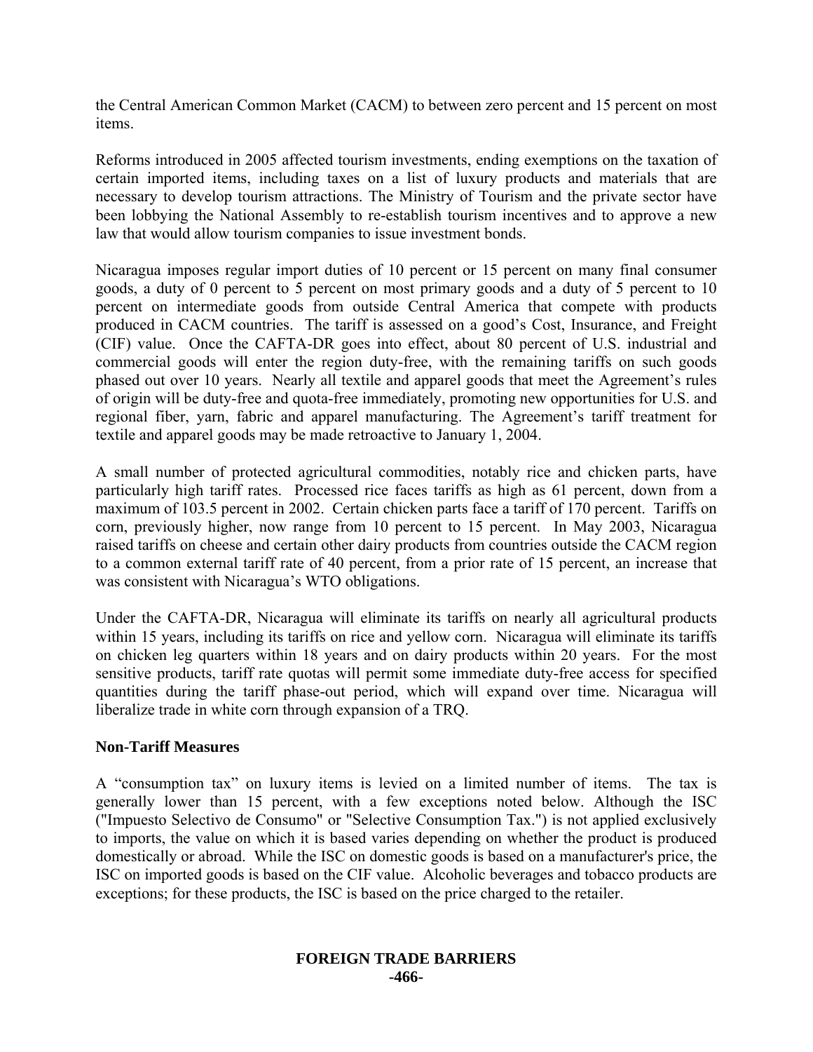the Central American Common Market (CACM) to between zero percent and 15 percent on most items.

Reforms introduced in 2005 affected tourism investments, ending exemptions on the taxation of certain imported items, including taxes on a list of luxury products and materials that are necessary to develop tourism attractions. The Ministry of Tourism and the private sector have been lobbying the National Assembly to re-establish tourism incentives and to approve a new law that would allow tourism companies to issue investment bonds.

Nicaragua imposes regular import duties of 10 percent or 15 percent on many final consumer goods, a duty of 0 percent to 5 percent on most primary goods and a duty of 5 percent to 10 percent on intermediate goods from outside Central America that compete with products produced in CACM countries. The tariff is assessed on a good's Cost, Insurance, and Freight (CIF) value. Once the CAFTA-DR goes into effect, about 80 percent of U.S. industrial and commercial goods will enter the region duty-free, with the remaining tariffs on such goods phased out over 10 years. Nearly all textile and apparel goods that meet the Agreement's rules of origin will be duty-free and quota-free immediately, promoting new opportunities for U.S. and regional fiber, yarn, fabric and apparel manufacturing. The Agreement's tariff treatment for textile and apparel goods may be made retroactive to January 1, 2004.

A small number of protected agricultural commodities, notably rice and chicken parts, have particularly high tariff rates. Processed rice faces tariffs as high as 61 percent, down from a maximum of 103.5 percent in 2002. Certain chicken parts face a tariff of 170 percent. Tariffs on corn, previously higher, now range from 10 percent to 15 percent. In May 2003, Nicaragua raised tariffs on cheese and certain other dairy products from countries outside the CACM region to a common external tariff rate of 40 percent, from a prior rate of 15 percent, an increase that was consistent with Nicaragua's WTO obligations.

Under the CAFTA-DR, Nicaragua will eliminate its tariffs on nearly all agricultural products within 15 years, including its tariffs on rice and yellow corn. Nicaragua will eliminate its tariffs on chicken leg quarters within 18 years and on dairy products within 20 years. For the most sensitive products, tariff rate quotas will permit some immediate duty-free access for specified quantities during the tariff phase-out period, which will expand over time. Nicaragua will liberalize trade in white corn through expansion of a TRQ.

**Non-Tariff Measures**

A "consumption tax" on luxury items is levied on a limited number of items. The tax is generally lower than 15 percent, with a few exceptions noted below. Although the ISC ("Impuesto Selectivo de Consumo" or "Selective Consumption Tax.") is not applied exclusively to imports, the value on which it is based varies depending on whether the product is produced domestically or abroad. While the ISC on domestic goods is based on a manufacturer's price, the ISC on imported goods is based on the CIF value. Alcoholic beverages and tobacco products are exceptions; for these products, the ISC is based on the price charged to the retailer.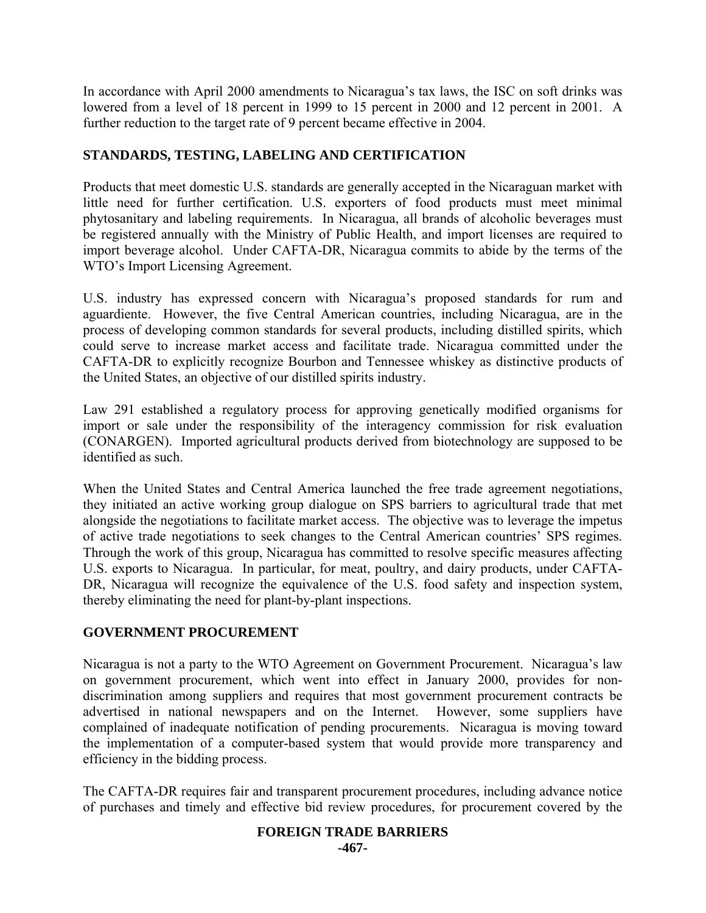In accordance with April 2000 amendments to Nicaragua's tax laws, the ISC on soft drinks was lowered from a level of 18 percent in 1999 to 15 percent in 2000 and 12 percent in 2001. A further reduction to the target rate of 9 percent became effective in 2004.

## STANDARDS, TESTING, LABELING AND CERTIFICATION

Products that meet domestic U.S. standards are generally accepted in the Nicaraguan market with little need for further certification. U.S. exporters of food products must meet minimal phytosanitary and labeling requirements. In Nicaragua, all brands of alcoholic beverages must be registered annually with the Ministry of Public Health, and import licenses are required to import beverage alcohol. Under CAFTA-DR, Nicaragua commits to abide by the terms of the WTO's Import Licensing Agreement.

U.S. industry has expressed concern with Nicaragua's proposed standards for rum and aguardiente. However, the five Central American countries, including Nicaragua, are in the process of developing common standards for several products, including distilled spirits, which could serve to increase market access and facilitate trade. Nicaragua committed under the CAFTA-DR to explicitly recognize Bourbon and Tennessee whiskey as distinctive products of the United States, an objective of our distilled spirits industry.

Law 291 established a regulatory process for approving genetically modified organisms for import or sale under the responsibility of the interagency commission for risk evaluation (CONARGEN). Imported agricultural products derived from biotechnology are supposed to be identified as such.

When the United States and Central America launched the free trade agreement negotiations, they initiated an active working group dialogue on SPS barriers to agricultural trade that met alongside the negotiations to facilitate market access. The objective was to leverage the impetus of active trade negotiations to seek changes to the Central American countries' SPS regimes. Through the work of this group, Nicaragua has committed to resolve specific measures affecting U.S. exports to Nicaragua. In particular, for meat, poultry, and dairy products, under CAFTA-DR, Nicaragua will recognize the equivalence of the U.S. food safety and inspection system, thereby eliminating the need for plant-by-plant inspections.

## GOVERNMENT PROCUREMENT

Nicaragua is not a party to the WTO Agreement on Government Procurement. Nicaragua's law on government procurement, which went into effect in January 2000, provides for non-discrimination among suppliers and requires that most government procurement contracts be advertised in national newspapers and on the Internet. However, some suppliers have complained of inadequate notification of pending procurements. Nicaragua is moving toward the implementation of a computer-based system that would provide more transparency and efficiency in the bidding process.

The CAFTA-DR requires fair and transparent procurement procedures, including advance notice of purchases and timely and effective bid review procedures, for procurement covered by the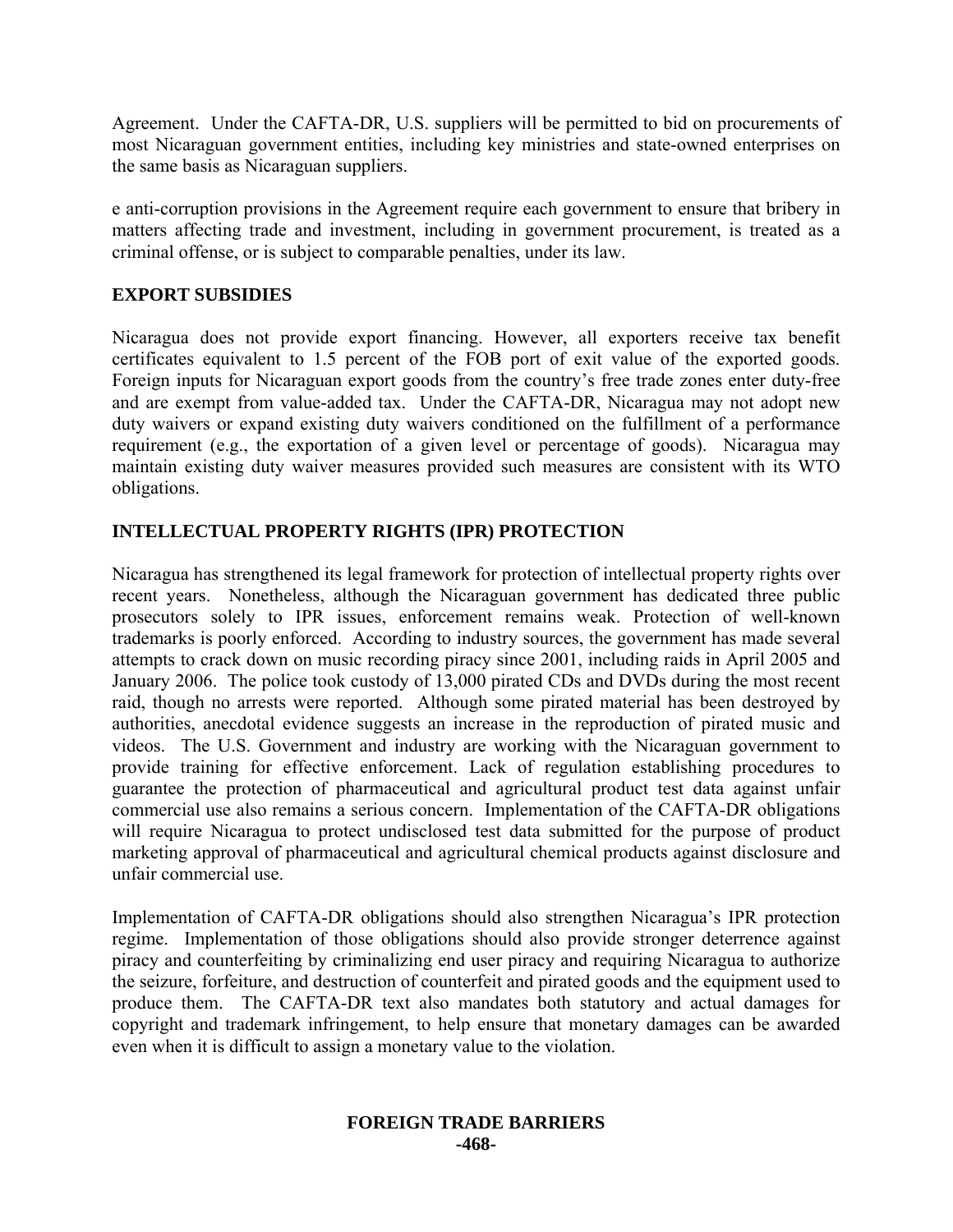Agreement. Under the CAFTA-DR, U.S. suppliers will be permitted to bid on procurements of most Nicaraguan government entities, including key ministries and state-owned enterprises on the same basis as Nicaraguan suppliers.

e anti-corruption provisions in the Agreement require each government to ensure that bribery in matters affecting trade and investment, including in government procurement, is treated as a criminal offense, or is subject to comparable penalties, under its law.

## EXPORT SUBSIDIES

Nicaragua does not provide export financing. However, all exporters receive tax benefit certificates equivalent to 1.5 percent of the FOB port of exit value of the exported goods. Foreign inputs for Nicaraguan export goods from the country's free trade zones enter duty-free and are exempt from value-added tax. Under the CAFTA-DR, Nicaragua may not adopt new duty waivers or expand existing duty waivers conditioned on the fulfillment of a performance requirement (e.g., the exportation of a given level or percentage of goods). Nicaragua may maintain existing duty waiver measures provided such measures are consistent with its WTO obligations.

## INTELLECTUAL PROPERTY RIGHTS (IPR) PROTECTION

Nicaragua has strengthened its legal framework for protection of intellectual property rights over recent years. Nonetheless, although the Nicaraguan government has dedicated three public prosecutors solely to IPR issues, enforcement remains weak. Protection of well-known trademarks is poorly enforced. According to industry sources, the government has made several attempts to crack down on music recording piracy since 2001, including raids in April 2005 and January 2006. The police took custody of 13,000 pirated CDs and DVDs during the most recent raid, though no arrests were reported. Although some pirated material has been destroyed by authorities, anecdotal evidence suggests an increase in the reproduction of pirated music and videos. The U.S. Government and industry are working with the Nicaraguan government to provide training for effective enforcement. Lack of regulation establishing procedures to guarantee the protection of pharmaceutical and agricultural product test data against unfair commercial use also remains a serious concern. Implementation of the CAFTA-DR obligations will require Nicaragua to protect undisclosed test data submitted for the purpose of product marketing approval of pharmaceutical and agricultural chemical products against disclosure and unfair commercial use.

Implementation of CAFTA-DR obligations should also strengthen Nicaragua's IPR protection regime. Implementation of those obligations should also provide stronger deterrence against piracy and counterfeiting by criminalizing end user piracy and requiring Nicaragua to authorize the seizure, forfeiture, and destruction of counterfeit and pirated goods and the equipment used to produce them. The CAFTA-DR text also mandates both statutory and actual damages for copyright and trademark infringement, to help ensure that monetary damages can be awarded even when it is difficult to assign a monetary value to the violation.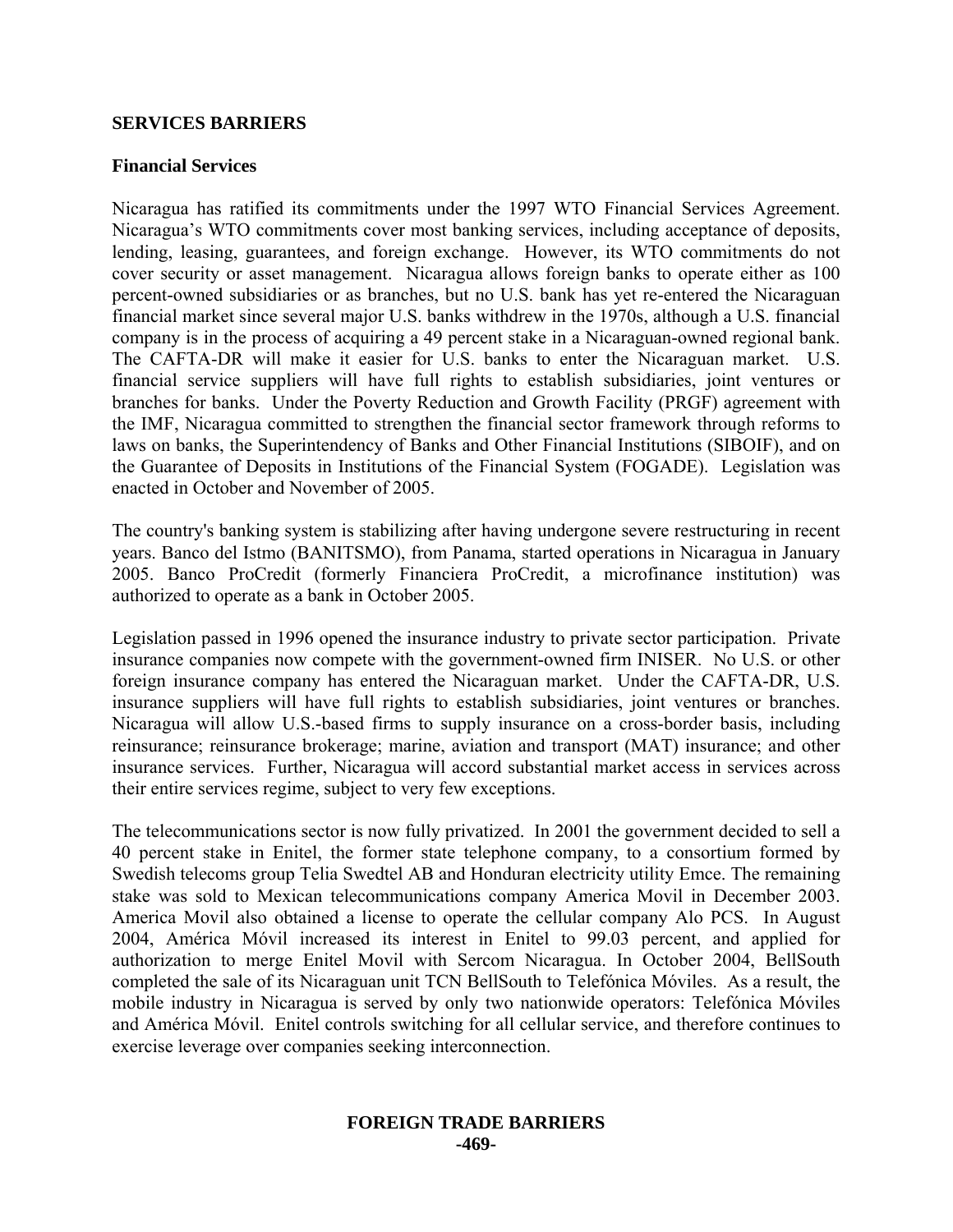## SERVICES BARRIERS

### Financial Services

Nicaragua has ratified its commitments under the 1997 WTO Financial Services Agreement. Nicaragua's WTO commitments cover most banking services, including acceptance of deposits, lending, leasing, guarantees, and foreign exchange. However, its WTO commitments do not cover security or asset management. Nicaragua allows foreign banks to operate either as 100 percent-owned subsidiaries or as branches, but no U.S. bank has yet re-entered the Nicaraguan financial market since several major U.S. banks withdrew in the 1970s, although a U.S. financial company is in the process of acquiring a 49 percent stake in a Nicaraguan-owned regional bank. The CAFTA-DR will make it easier for U.S. banks to enter the Nicaraguan market. U.S. financial service suppliers will have full rights to establish subsidiaries, joint ventures or branches for banks. Under the Poverty Reduction and Growth Facility (PRGF) agreement with the IMF, Nicaragua committed to strengthen the financial sector framework through reforms to laws on banks, the Superintendency of Banks and Other Financial Institutions (SIBOIF), and on the Guarantee of Deposits in Institutions of the Financial System (FOGADE). Legislation was enacted in October and November of 2005.

The country's banking system is stabilizing after having undergone severe restructuring in recent years. Banco del Istmo (BANITSMO), from Panama, started operations in Nicaragua in January 2005. Banco ProCredit (formerly Financiera ProCredit, a microfinance institution) was authorized to operate as a bank in October 2005.

Legislation passed in 1996 opened the insurance industry to private sector participation. Private insurance companies now compete with the government-owned firm INISER. No U.S. or other foreign insurance company has entered the Nicaraguan market. Under the CAFTA-DR, U.S. insurance suppliers will have full rights to establish subsidiaries, joint ventures or branches. Nicaragua will allow U.S.-based firms to supply insurance on a cross-border basis, including reinsurance; reinsurance brokerage; marine, aviation and transport (MAT) insurance; and other insurance services. Further, Nicaragua will accord substantial market access in services across their entire services regime, subject to very few exceptions.

The telecommunications sector is now fully privatized. In 2001 the government decided to sell a 40 percent stake in Enitel, the former state telephone company, to a consortium formed by Swedish telecoms group Telia Swedtel AB and Honduran electricity utility Emce. The remaining stake was sold to Mexican telecommunications company America Movil in December 2003. America Movil also obtained a license to operate the cellular company Alo PCS. In August 2004, América Móvil increased its interest in Enitel to 99.03 percent, and applied for authorization to merge Enitel Movil with Sercom Nicaragua. In October 2004, BellSouth completed the sale of its Nicaraguan unit TCN BellSouth to Telefónica Móviles. As a result, the mobile industry in Nicaragua is served by only two nationwide operators: Telefónica Móviles and América Móvil. Enitel controls switching for all cellular service, and therefore continues to exercise leverage over companies seeking interconnection.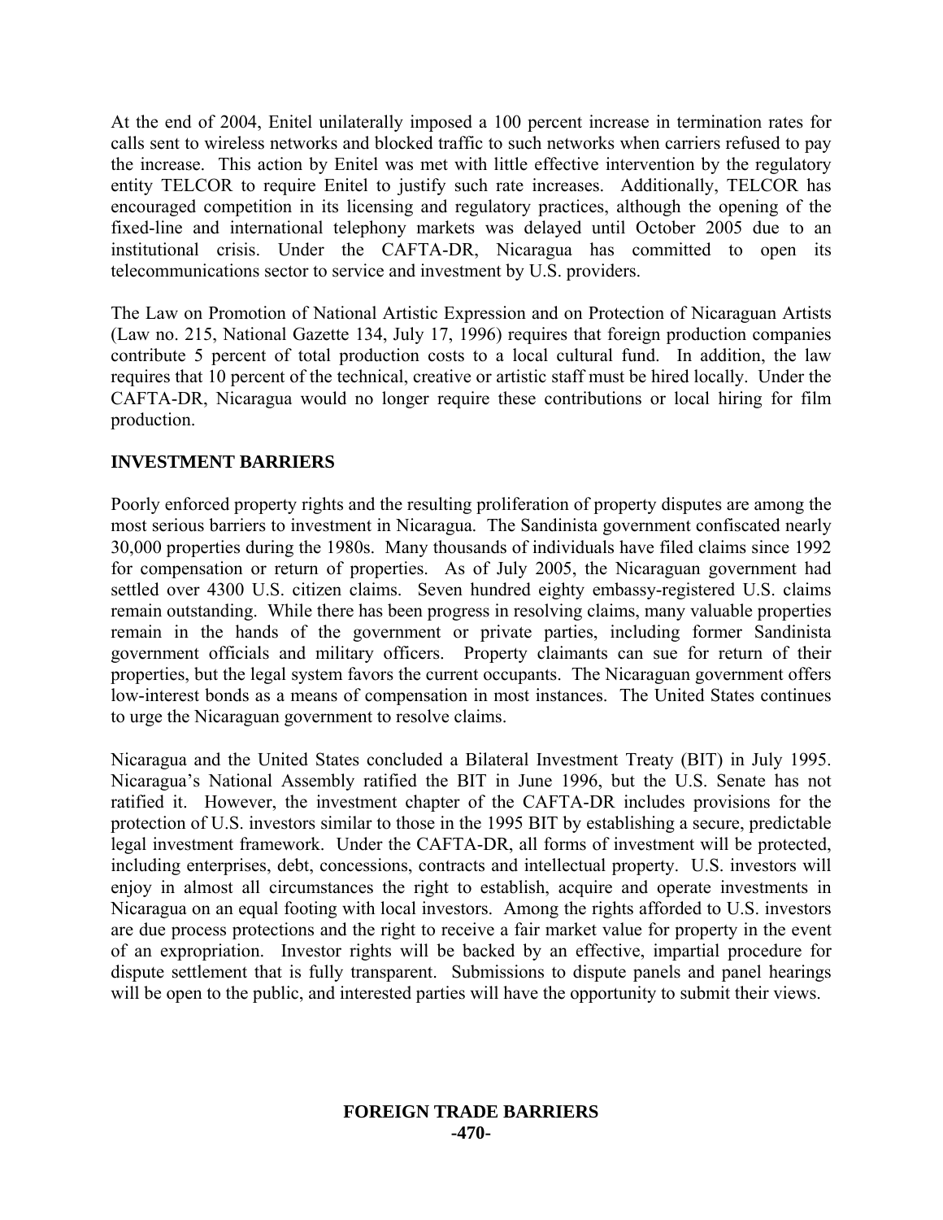At the end of 2004, Enitel unilaterally imposed a 100 percent increase in termination rates for calls sent to wireless networks and blocked traffic to such networks when carriers refused to pay the increase. This action by Enitel was met with little effective intervention by the regulatory entity TELCOR to require Enitel to justify such rate increases. Additionally, TELCOR has encouraged competition in its licensing and regulatory practices, although the opening of the fixed-line and international telephony markets was delayed until October 2005 due to an institutional crisis. Under the CAFTA-DR, Nicaragua has committed to open its telecommunications sector to service and investment by U.S. providers.

The Law on Promotion of National Artistic Expression and on Protection of Nicaraguan Artists (Law no. 215, National Gazette 134, July 17, 1996) requires that foreign production companies contribute 5 percent of total production costs to a local cultural fund. In addition, the law requires that 10 percent of the technical, creative or artistic staff must be hired locally. Under the CAFTA-DR, Nicaragua would no longer require these contributions or local hiring for film production.

**INVESTMENT BARRIERS**

Poorly enforced property rights and the resulting proliferation of property disputes are among the most serious barriers to investment in Nicaragua. The Sandinista government confiscated nearly 30,000 properties during the 1980s. Many thousands of individuals have filed claims since 1992 for compensation or return of properties. As of July 2005, the Nicaraguan government had settled over 4300 U.S. citizen claims. Seven hundred eighty embassy-registered U.S. claims remain outstanding. While there has been progress in resolving claims, many valuable properties remain in the hands of the government or private parties, including former Sandinista government officials and military officers. Property claimants can sue for return of their properties, but the legal system favors the current occupants. The Nicaraguan government offers low-interest bonds as a means of compensation in most instances. The United States continues to urge the Nicaraguan government to resolve claims.

Nicaragua and the United States concluded a Bilateral Investment Treaty (BIT) in July 1995. Nicaragua's National Assembly ratified the BIT in June 1996, but the U.S. Senate has not ratified it. However, the investment chapter of the CAFTA-DR includes provisions for the protection of U.S. investors similar to those in the 1995 BIT by establishing a secure, predictable legal investment framework. Under the CAFTA-DR, all forms of investment will be protected, including enterprises, debt, concessions, contracts and intellectual property. U.S. investors will enjoy in almost all circumstances the right to establish, acquire and operate investments in Nicaragua on an equal footing with local investors. Among the rights afforded to U.S. investors are due process protections and the right to receive a fair market value for property in the event of an expropriation. Investor rights will be backed by an effective, impartial procedure for dispute settlement that is fully transparent. Submissions to dispute panels and panel hearings will be open to the public, and interested parties will have the opportunity to submit their views.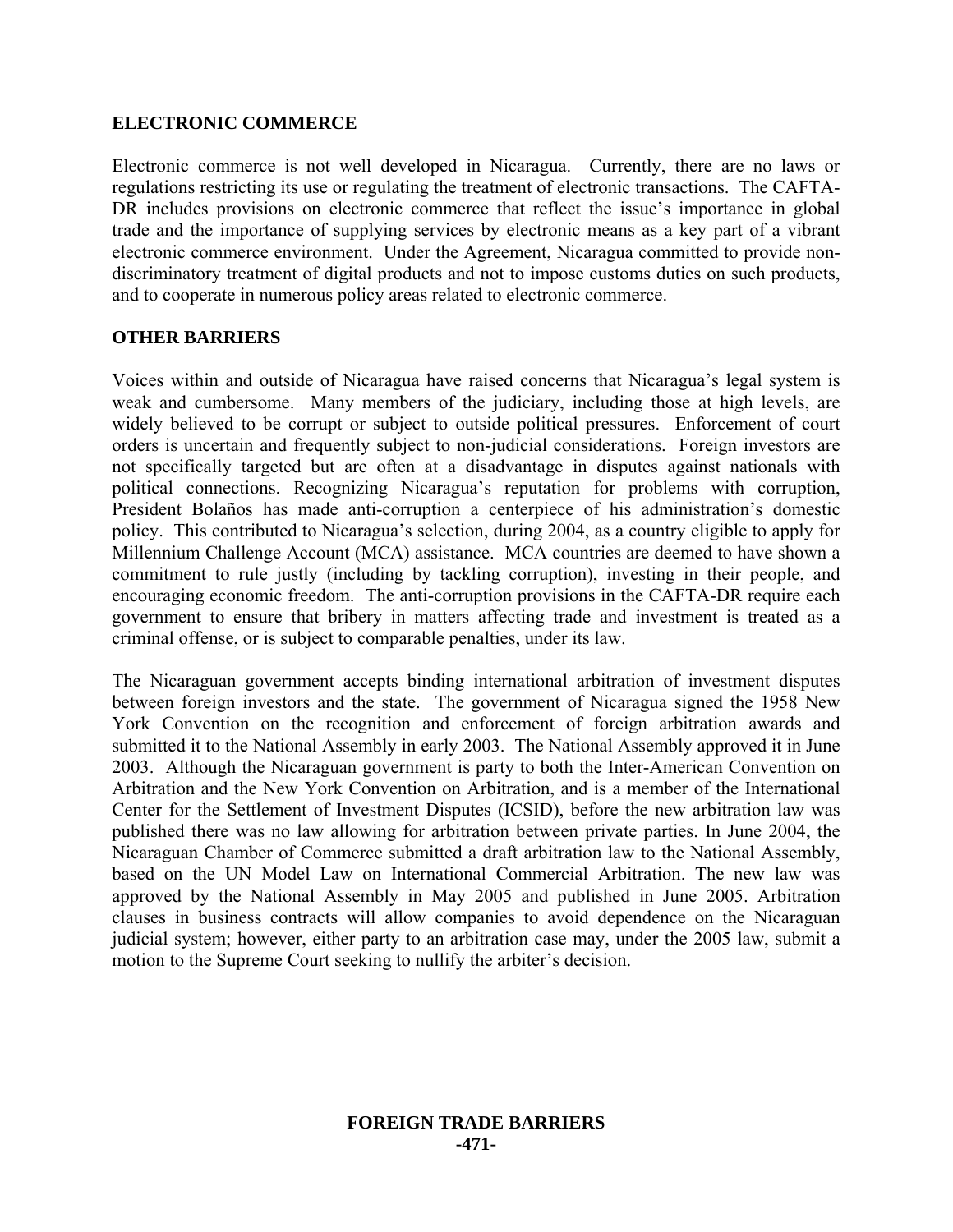## ELECTRONIC COMMERCE

Electronic commerce is not well developed in Nicaragua. Currently, there are no laws or regulations restricting its use or regulating the treatment of electronic transactions. The CAFTA-DR includes provisions on electronic commerce that reflect the issue's importance in global trade and the importance of supplying services by electronic means as a key part of a vibrant electronic commerce environment. Under the Agreement, Nicaragua committed to provide non-discriminatory treatment of digital products and not to impose customs duties on such products, and to cooperate in numerous policy areas related to electronic commerce.

## OTHER BARRIERS

Voices within and outside of Nicaragua have raised concerns that Nicaragua's legal system is weak and cumbersome. Many members of the judiciary, including those at high levels, are widely believed to be corrupt or subject to outside political pressures. Enforcement of court orders is uncertain and frequently subject to non-judicial considerations. Foreign investors are not specifically targeted but are often at a disadvantage in disputes against nationals with political connections. Recognizing Nicaragua's reputation for problems with corruption, President Bolaños has made anti-corruption a centerpiece of his administration's domestic policy. This contributed to Nicaragua's selection, during 2004, as a country eligible to apply for Millennium Challenge Account (MCA) assistance. MCA countries are deemed to have shown a commitment to rule justly (including by tackling corruption), investing in their people, and encouraging economic freedom. The anti-corruption provisions in the CAFTA-DR require each government to ensure that bribery in matters affecting trade and investment is treated as a criminal offense, or is subject to comparable penalties, under its law.

The Nicaraguan government accepts binding international arbitration of investment disputes between foreign investors and the state. The government of Nicaragua signed the 1958 New York Convention on the recognition and enforcement of foreign arbitration awards and submitted it to the National Assembly in early 2003. The National Assembly approved it in June 2003. Although the Nicaraguan government is party to both the Inter-American Convention on Arbitration and the New York Convention on Arbitration, and is a member of the International Center for the Settlement of Investment Disputes (ICSID), before the new arbitration law was published there was no law allowing for arbitration between private parties. In June 2004, the Nicaraguan Chamber of Commerce submitted a draft arbitration law to the National Assembly, based on the UN Model Law on International Commercial Arbitration. The new law was approved by the National Assembly in May 2005 and published in June 2005. Arbitration clauses in business contracts will allow companies to avoid dependence on the Nicaraguan judicial system; however, either party to an arbitration case may, under the 2005 law, submit a motion to the Supreme Court seeking to nullify the arbiter's decision.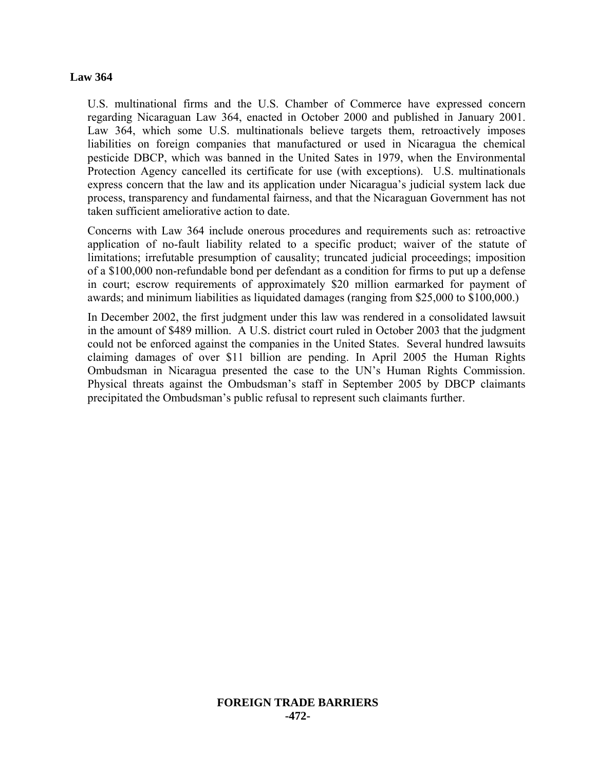**Law 364**

U.S. multinational firms and the U.S. Chamber of Commerce have expressed concern regarding Nicaraguan Law 364, enacted in October 2000 and published in January 2001. Law 364, which some U.S. multinationals believe targets them, retroactively imposes liabilities on foreign companies that manufactured or used in Nicaragua the chemical pesticide DBCP, which was banned in the United Sates in 1979, when the Environmental Protection Agency cancelled its certificate for use (with exceptions). U.S. multinationals express concern that the law and its application under Nicaragua's judicial system lack due process, transparency and fundamental fairness, and that the Nicaraguan Government has not taken sufficient ameliorative action to date.

Concerns with Law 364 include onerous procedures and requirements such as: retroactive application of no-fault liability related to a specific product; waiver of the statute of limitations; irrefutable presumption of causality; truncated judicial proceedings; imposition of a $100,000 non-refundable bond per defendant as a condition for firms to put up a defense in court; escrow requirements of approximately $20 million earmarked for payment of awards; and minimum liabilities as liquidated damages (ranging from $25,000 to $100,000.)

In December 2002, the first judgment under this law was rendered in a consolidated lawsuit in the amount of $489 million. A U.S. district court ruled in October 2003 that the judgment could not be enforced against the companies in the United States. Several hundred lawsuits claiming damages of over $11 billion are pending. In April 2005 the Human Rights Ombudsman in Nicaragua presented the case to the UN's Human Rights Commission. Physical threats against the Ombudsman's staff in September 2005 by DBCP claimants precipitated the Ombudsman's public refusal to represent such claimants further.